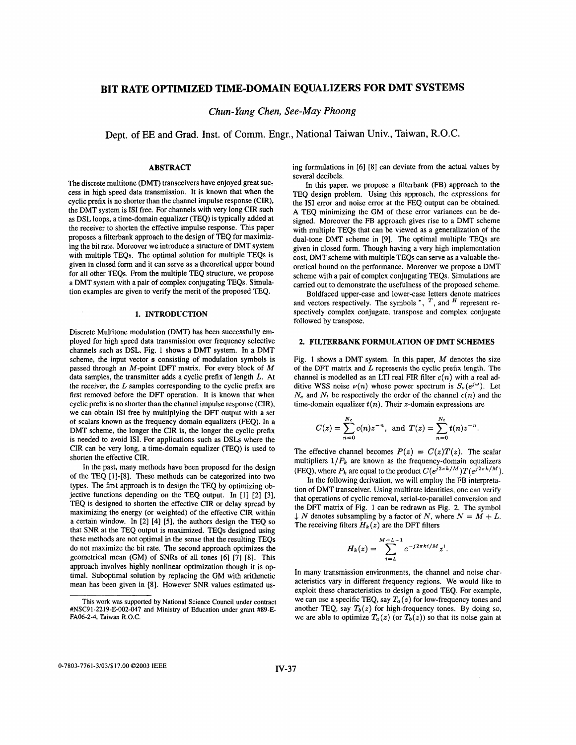# BIT RATE OPTIMIZED TIME-DOMAIN EQUALIZERS FOR DMT SYSTEMS

*Chun-Yang Chen, See-May Phoong*

Dept. of EE and Grad. Inst. of Comm. Engr., National Taiwan Univ., Taiwan, R.O.C.

## ABSTRACT

The discrete multitone (DMT) transceivers have enjoyed great success in high speed data transmission. It is known that when the cyclic prefix is no shorter than the channel impulse response (CIR), the DMT system is ISI free. For channels with very long CIR such as DSL loops, a time-domain equalizer (TEQ) is typically added at the receiver to shorten the effective impulse response. This paper proposes a filterbank approach to the design of TEQ for maximizing the bit rate. Moreover we introduce a structure of DMT system with multiple TEQs. The optimal solution for multiple TEQs is given in closed form and it can serve as a theoretical upper bound for all other TEQs. From the multiple TEQ structure, we propose a DMT system with a pair of complex conjugating TEQs. Simulation examples are given to verify the merit of the proposed TEQ.

## 1. INTRODUCTION

Discrete Multitone modulation (DMT) has been successfully employed for high speed data transmission over frequency selective channels such as DSL. Fig. 1 shows a DMT system. In a DMT scheme, the input vector $\mathbf{s}$ consisting of modulation symbols is passed through an $M$-point IDFT matrix. For every block of $M$ data samples, the transmitter adds a cyclic prefix of length $L$. At the receiver, the $L$ samples corresponding to the cyclic prefix are first removed before the DFT operation. It is known that when cyclic prefix is no shorter than the channel impulse response (CIR), we can obtain ISI free by multiplying the DFT output with a set of scalars known as the frequency domain equalizers (FEQ). In a DMT scheme, the longer the CIR is, the longer the cyclic prefix is needed to avoid ISI. For applications such as DSLs where the CIR can be very long, a time-domain equalizer (TEQ) is used to shorten the effective CIR.

In the past, many methods have been proposed for the design of the TEQ [1]-[8]. These methods can be categorized into two types. The first approach is to design the TEQ by optimizing objective functions depending on the TEQ output. In [1] [2] [3], TEQ is designed to shorten the effective CIR or delay spread by maximizing the energy (or weighted) of the effective CIR within a certain window. In [2] [4] [5], the authors design the TEQ so that SNR at the TEQ output is maximized. TEQs designed using these methods are not optimal in the sense that the resulting TEQs do not maximize the bit rate. The second approach optimizes the geometrical mean (GM) of SNRs of all tones [6] [7] [8]. This approach involves highly nonlinear optimization though it is optimal. Suboptimal solution by replacing the GM with arithmetic mean has been given in [8]. However SNR values estimated using formulations in [6] [8] can deviate from the actual values by several decibels.

In this paper, we propose a filterbank (FB) approach to the TEQ design problem. Using this approach, the expressions for the ISI error and noise error at the FEQ output can be obtained. A TEQ minimizing the GM of these error variances can be designed. Moreover the FB approach gives rise to a DMT scheme with multiple TEQs that can be viewed as a generalization of the dual-tone DMT scheme in [9]. The optimal multiple TEQs are given in closed form. Though having a very high implementation cost, DMT scheme with multiple TEQs can serve as a valuable theoretical bound on the performance. Moreover we propose a DMT scheme with a pair of complex conjugating TEQs. Simulations are carried out to demonstrate the usefulness of the proposed scheme.

Boldfaced upper-case and lower-case letters denote matrices and vectors respectively. The symbols $^*$, $^T$, and $^H$ represent respectively complex conjugate, transpose and complex conjugate followed by transpose.

This work was supported by National Science Council under contract #NSC91-2219-E-002-047 and Ministry of Education under grant #89-E-FA06-2-4, Taiwan R.O.C.

## 2. FILTERBANK FORMULATION OF DMT SCHEMES

Fig. 1 shows a DMT system. In this paper, $M$ denotes the size of the DFT matrix and $L$ represents the cyclic prefix length. The channel is modelled as an LTI real FIR filter $c(n)$ with a real additive WSS noise $\nu(n)$ whose power spectrum is $S_\nu(e^{j\omega})$. Let $N_c$ and $N_t$ be respectively the order of the channel $c(n)$ and the time-domain equalizer $t(n)$. Their $z$-domain expressions are

$$C(z) = \sum_{n=0}^{N_c} c(n)z^{-n}, \text{ and } T(z) = \sum_{n=0}^{N_t} t(n)z^{-n}.$$

The effective channel becomes $P(z) = C(z)T(z)$. The scalar multipliers $1/P_k$ are known as the frequency-domain equalizers (FEQ), where $P_k$ are equal to the product $C(e^{j2\pi k/M})T(e^{j2\pi k/M})$.

In the following derivation, we will employ the FB interpretation of DMT transceiver. Using multirate identities, one can verify that operations of cyclic removal, serial-to-parallel conversion and the DFT matrix of Fig. 1 can be redrawn as Fig. 2. The symbol $\downarrow N$ denotes subsampling by a factor of $N$, where $N = M + L$. The receiving filters $H_k(z)$ are the DFT filters

$$H_k(z) = \sum_{i=L}^{M+L-1} e^{-j2\pi ki/M} z^i.$$

In many transmission environments, the channel and noise characteristics vary in different frequency regions. We would like to exploit these characteristics to design a good TEQ. For example, we can use a specific TEQ, say $T_a(z)$ for low-frequency tones and another TEQ, say $T_b(z)$ for high-frequency tones. By doing so, we are able to optimize $T_a(z)$ (or $T_b(z)$) so that its noise gain at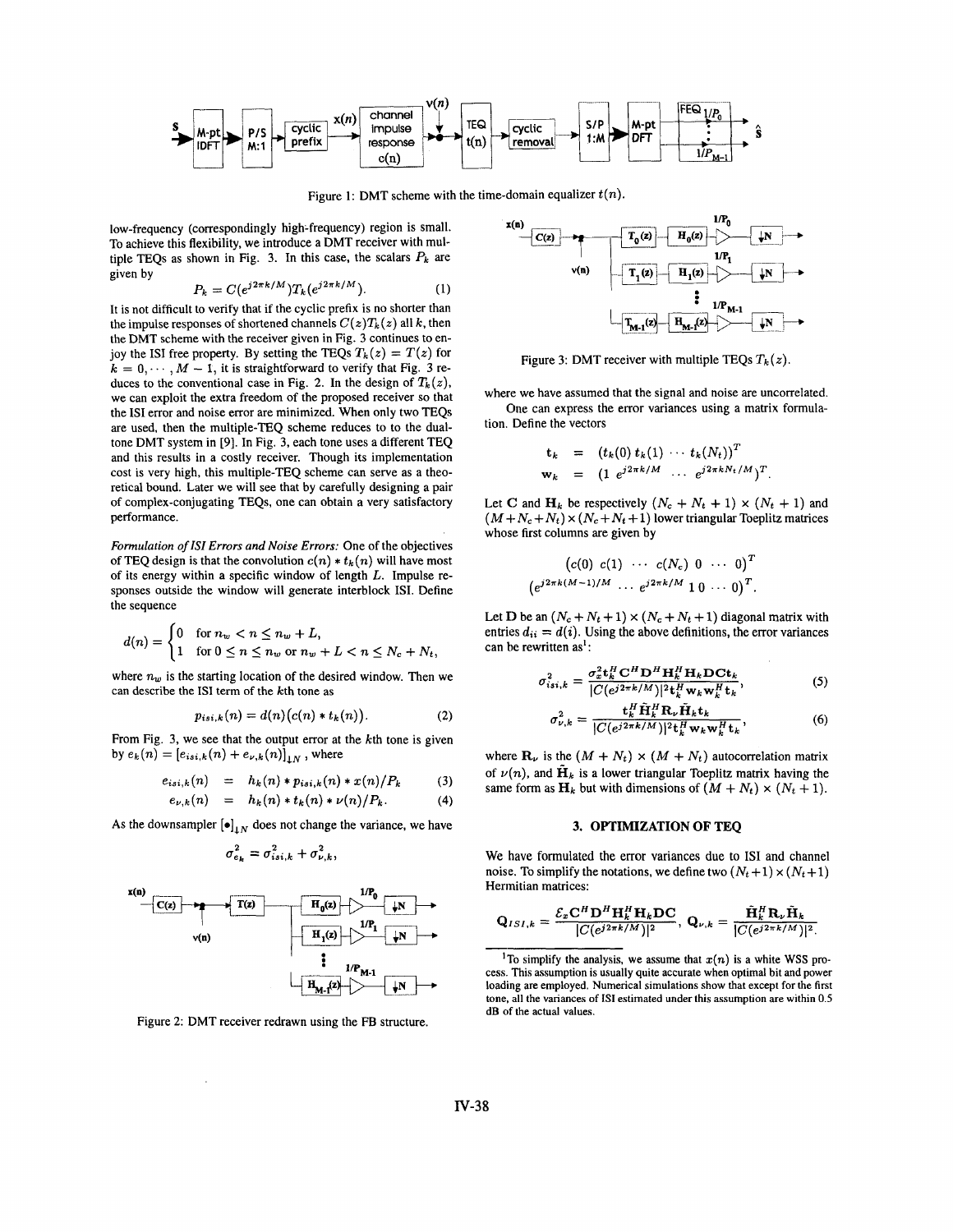Figure 1: DMT scheme with the time-domain equalizer $t(n)$.

low-frequency (correspondingly high-frequency) region is small. To achieve this flexibility, we introduce a DMT receiver with multiple TEQs as shown in Fig. 3. In this case, the scalars $P_k$ are given by

$$P_k = C(e^{j2\pi k/M})T_k(e^{j2\pi k/M}). \quad (1)$$

It is not difficult to verify that if the cyclic prefix is no shorter than the impulse responses of shortened channels $C(z)T_k(z)$ all $k$, then the DMT scheme with the receiver given in Fig. 3 continues to enjoy the ISI free property. By setting the TEQs $T_k(z) = T(z)$ for $k = 0, \cdots, M-1$, it is straightforward to verify that Fig. 3 reduces to the conventional case in Fig. 2. In the design of $T_k(z)$, we can exploit the extra freedom of the proposed receiver so that the ISI error and noise error are minimized. When only two TEQs are used, then the multiple-TEQ scheme reduces to to the dual-tone DMT system in [9]. In Fig. 3, each tone uses a different TEQ and this results in a costly receiver. Though its implementation cost is very high, this multiple-TEQ scheme can serve as a theoretical bound. Later we will see that by carefully designing a pair of complex-conjugating TEQs, one can obtain a very satisfactory performance.

*Formulation of ISI Errors and Noise Errors:* One of the objectives of TEQ design is that the convolution $c(n) * t_k(n)$ will have most of its energy within a specific window of length $L$. Impulse responses outside the window will generate interblock ISI. Define the sequence

$$d(n) = \begin{cases} 0 & \text{for } n_w < n \le n_w + L, \\ 1 & \text{for } 0 \le n \le n_w \text{ or } n_w + L < n \le N_c + N_t, \end{cases}$$

where $n_w$ is the starting location of the desired window. Then we can describe the ISI term of the $k$th tone as

$$p_{isi,k}(n) = d(n)\big(c(n) * t_k(n)\big). \quad (2)$$

From Fig. 3, we see that the output error at the $k$th tone is given by $e_k(n) = [e_{isi,k}(n) + e_{\nu,k}(n)]_{\downarrow N}$, where

$$e_{isi,k}(n) = h_k(n) * p_{isi,k}(n) * x(n)/P_k \quad (3)$$

$$e_{\nu,k}(n) = h_k(n) * t_k(n) * \nu(n)/P_k. \quad (4)$$

As the downsampler $[\bullet]_{\downarrow N}$ does not change the variance, we have

$$\sigma^2_{e_k} = \sigma^2_{isi,k} + \sigma^2_{\nu,k},$$

Figure 2: DMT receiver redrawn using the FB structure.

Figure 3: DMT receiver with multiple TEQs $T_k(z)$.

where we have assumed that the signal and noise are uncorrelated.

One can express the error variances using a matrix formulation. Define the vectors

$$\mathbf{t}_k = (t_k(0)\, t_k(1) \cdots t_k(N_t))^T$$

$$\mathbf{w}_k = (1\ e^{j2\pi k/M} \ \cdots\ e^{j2\pi k N_t/M})^T.$$

Let $\mathbf{C}$ and $\mathbf{H}_k$ be respectively $(N_c + N_t + 1) \times (N_t + 1)$ and $(M + N_c + N_t) \times (N_c + N_t + 1)$ lower triangular Toeplitz matrices whose first columns are given by

$$\begin{pmatrix} c(0) & c(1) & \cdots & c(N_c) & 0 & \cdots & 0 \end{pmatrix}^T$$

$$\begin{pmatrix} e^{j2\pi k(M-1)/M} & \cdots & e^{j2\pi k/M} & 1 & 0 & \cdots & 0 \end{pmatrix}^T.$$

Let $\mathbf{D}$ be an $(N_c + N_t + 1) \times (N_c + N_t + 1)$ diagonal matrix with entries $d_{ii} = d(i)$. Using the above definitions, the error variances can be rewritten as[1]:

$$\sigma^2_{isi,k} = \frac{\sigma^2_x \mathbf{t}_k^H \mathbf{C}^H \mathbf{D}^H \mathbf{H}_k^H \mathbf{H}_k \mathbf{D} \mathbf{C} \mathbf{t}_k}{|C(e^{j2\pi k/M})|^2 \mathbf{t}_k^H \mathbf{w}_k \mathbf{w}_k^H \mathbf{t}_k}, \quad (5)$$

$$\sigma^2_{\nu,k} = \frac{\mathbf{t}_k^H \tilde{\mathbf{H}}_k^H \mathbf{R}_\nu \tilde{\mathbf{H}}_k \mathbf{t}_k}{|C(e^{j2\pi k/M})|^2 \mathbf{t}_k^H \mathbf{w}_k \mathbf{w}_k^H \mathbf{t}_k}, \quad (6)$$

where $\mathbf{R}_\nu$ is the $(M + N_t) \times (M + N_t)$ autocorrelation matrix of $\nu(n)$, and $\tilde{\mathbf{H}}_k$ is a lower triangular Toeplitz matrix having the same form as $\mathbf{H}_k$ but with dimensions of $(M + N_t) \times (N_t + 1)$.

## 3. OPTIMIZATION OF TEQ

We have formulated the error variances due to ISI and channel noise. To simplify the notations, we define two $(N_t+1) \times (N_t+1)$ Hermitian matrices:

$$\mathbf{Q}_{ISI,k} = \frac{\mathcal{E}_x \mathbf{C}^H \mathbf{D}^H \mathbf{H}_k^H \mathbf{H}_k \mathbf{D} \mathbf{C}}{|C(e^{j2\pi k/M})|^2}, \quad \mathbf{Q}_{\nu,k} = \frac{\tilde{\mathbf{H}}_k^H \mathbf{R}_\nu \tilde{\mathbf{H}}_k}{|C(e^{j2\pi k/M})|^2}.$$

[1] To simplify the analysis, we assume that $x(n)$ is a white WSS process. This assumption is usually quite accurate when optimal bit and power loading are employed. Numerical simulations show that except for the first tone, all the variances of ISI estimated under this assumption are within 0.5 dB of the actual values.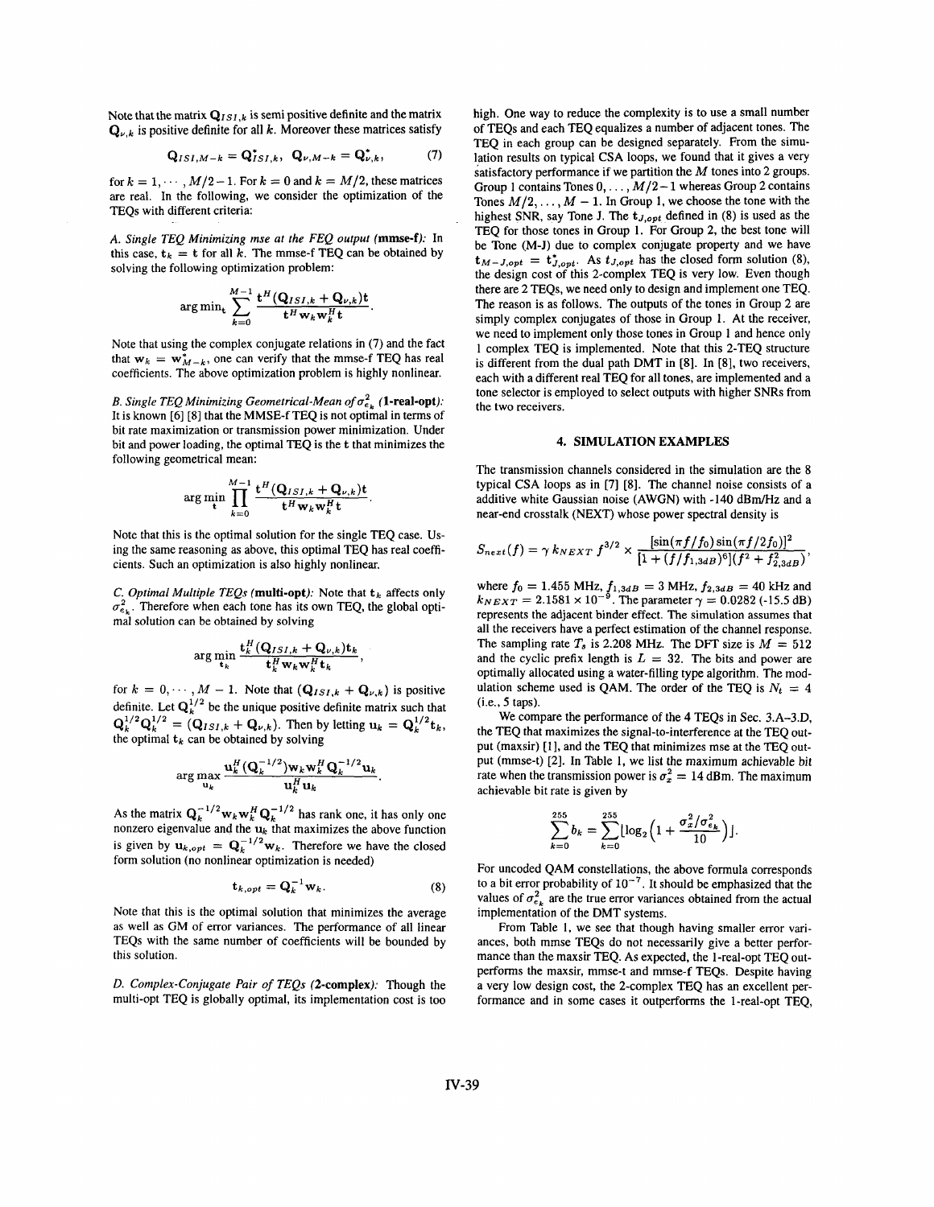Note that the matrix $\mathbf{Q}_{ISI,k}$ is semi positive definite and the matrix $\mathbf{Q}_{\nu,k}$ is positive definite for all $k$. Moreover these matrices satisfy

$$\mathbf{Q}_{ISI,M-k} = \mathbf{Q}^*_{ISI,k}, \quad \mathbf{Q}_{\nu,M-k} = \mathbf{Q}^*_{\nu,k}, \tag{7}$$

for $k = 1, \cdots, M/2-1$. For $k = 0$ and $k = M/2$, these matrices are real. In the following, we consider the optimization of the TEQs with different criteria:

*A. Single TEQ Minimizing mse at the FEQ output* (**mmse-f**): In this case, $\mathbf{t}_k = \mathbf{t}$ for all $k$. The mmse-f TEQ can be obtained by solving the following optimization problem:

$$\arg\min_{\mathbf{t}} \sum_{k=0}^{M-1} \frac{\mathbf{t}^H(\mathbf{Q}_{ISI,k} + \mathbf{Q}_{\nu,k})\mathbf{t}}{\mathbf{t}^H \mathbf{w}_k \mathbf{w}_k^H \mathbf{t}}.$$

Note that using the complex conjugate relations in (7) and the fact that $\mathbf{w}_k = \mathbf{w}^*_{M-k}$, one can verify that the mmse-f TEQ has real coefficients. The above optimization problem is highly nonlinear.

*B. Single TEQ Minimizing Geometrical-Mean of $\sigma^2_{e_k}$* (**1-real-opt**): It is known [6] [8] that the MMSE-f TEQ is not optimal in terms of bit rate maximization or transmission power minimization. Under bit and power loading, the optimal TEQ is the $\mathbf{t}$ that minimizes the following geometrical mean:

$$\arg\min_{\mathbf{t}} \prod_{k=0}^{M-1} \frac{\mathbf{t}^H(\mathbf{Q}_{ISI,k} + \mathbf{Q}_{\nu,k})\mathbf{t}}{\mathbf{t}^H \mathbf{w}_k \mathbf{w}_k^H \mathbf{t}}.$$

Note that this is the optimal solution for the single TEQ case. Using the same reasoning as above, this optimal TEQ has real coefficients. Such an optimization is also highly nonlinear.

*C. Optimal Multiple TEQs* (**multi-opt**): Note that $\mathbf{t}_k$ affects only $\sigma^2_{e_k}$. Therefore when each tone has its own TEQ, the global optimal solution can be obtained by solving

$$\arg\min_{\mathbf{t}_k} \frac{\mathbf{t}_k^H(\mathbf{Q}_{ISI,k} + \mathbf{Q}_{\nu,k})\mathbf{t}_k}{\mathbf{t}_k^H \mathbf{w}_k \mathbf{w}_k^H \mathbf{t}_k},$$

for $k = 0, \cdots, M-1$. Note that $(\mathbf{Q}_{ISI,k} + \mathbf{Q}_{\nu,k})$ is positive definite. Let $\mathbf{Q}_k^{1/2}$ be the unique positive definite matrix such that $\mathbf{Q}_k^{1/2}\mathbf{Q}_k^{1/2} = (\mathbf{Q}_{ISI,k} + \mathbf{Q}_{\nu,k})$. Then by letting $\mathbf{u}_k = \mathbf{Q}_k^{1/2}\mathbf{t}_k$, the optimal $\mathbf{t}_k$ can be obtained by solving

$$\arg\max_{\mathbf{u}_k} \frac{\mathbf{u}_k^H(\mathbf{Q}_k^{-1/2})\mathbf{w}_k\mathbf{w}_k^H\mathbf{Q}_k^{-1/2}\mathbf{u}_k}{\mathbf{u}_k^H\mathbf{u}_k}.$$

As the matrix $\mathbf{Q}_k^{-1/2}\mathbf{w}_k\mathbf{w}_k^H\mathbf{Q}_k^{-1/2}$ has rank one, it has only one nonzero eigenvalue and the $\mathbf{u}_k$ that maximizes the above function is given by $\mathbf{u}_{k,opt} = \mathbf{Q}_k^{-1/2}\mathbf{w}_k$. Therefore we have the closed form solution (no nonlinear optimization is needed)

$$\mathbf{t}_{k,opt} = \mathbf{Q}_k^{-1}\mathbf{w}_k. \tag{8}$$

Note that this is the optimal solution that minimizes the average as well as GM of error variances. The performance of all linear TEQs with the same number of coefficients will be bounded by this solution.

*D. Complex-Conjugate Pair of TEQs* (**2-complex**): Though the multi-opt TEQ is globally optimal, its implementation cost is too high. One way to reduce the complexity is to use a small number of TEQs and each TEQ equalizes a number of adjacent tones. The TEQ in each group can be designed separately. From the simulation results on typical CSA loops, we found that it gives a very satisfactory performance if we partition the $M$ tones into 2 groups. Group 1 contains Tones $0, \ldots, M/2-1$ whereas Group 2 contains Tones $M/2, \ldots, M-1$. In Group 1, we choose the tone with the highest SNR, say Tone J. The $\mathbf{t}_{J,opt}$ defined in (8) is used as the TEQ for those tones in Group 1. For Group 2, the best tone will be Tone (M-J) due to complex conjugate property and we have $\mathbf{t}_{M-J,opt} = \mathbf{t}^*_{J,opt}$. As $t_{J,opt}$ has the closed form solution (8), the design cost of this 2-complex TEQ is very low. Even though there are 2 TEQs, we need only to design and implement one TEQ. The reason is as follows. The outputs of the tones in Group 2 are simply complex conjugates of those in Group 1. At the receiver, we need to implement only those tones in Group 1 and hence only 1 complex TEQ is implemented. Note that this 2-TEQ structure is different from the dual path DMT in [8]. In [8], two receivers, each with a different real TEQ for all tones, are implemented and a tone selector is employed to select outputs with higher SNRs from the two receivers.

## 4. SIMULATION EXAMPLES

The transmission channels considered in the simulation are the 8 typical CSA loops as in [7] [8]. The channel noise consists of a additive white Gaussian noise (AWGN) with -140 dBm/Hz and a near-end crosstalk (NEXT) whose power spectral density is

$$S_{next}(f) = \gamma\, k_{NEXT}\, f^{3/2} \times \frac{[\sin(\pi f/f_0)\sin(\pi f/2f_0)]^2}{[1 + (f/f_{1,3dB})^6](f^2 + f^2_{2,3dB})},$$

where $f_0 = 1.455$ MHz, $f_{1,3dB} = 3$ MHz, $f_{2,3dB} = 40$ kHz and $k_{NEXT} = 2.1581 \times 10^{-8}$. The parameter $\gamma = 0.0282$ (-15.5 dB) represents the adjacent binder effect. The simulation assumes that all the receivers have a perfect estimation of the channel response. The sampling rate $T_s$ is 2.208 MHz. The DFT size is $M = 512$ and the cyclic prefix length is $L = 32$. The bits and power are optimally allocated using a water-filling type algorithm. The modulation scheme used is QAM. The order of the TEQ is $N_t = 4$ (i.e., 5 taps).

We compare the performance of the 4 TEQs in Sec. 3.A–3.D, the TEQ that maximizes the signal-to-interference at the TEQ output (maxsir) [1], and the TEQ that minimizes mse at the TEQ output (mmse-t) [2]. In Table 1, we list the maximum achievable bit rate when the transmission power is $\sigma_x^2 = 14$ dBm. The maximum achievable bit rate is given by

$$\sum_{k=0}^{255} b_k = \sum_{k=0}^{255} \lfloor \log_2\Big(1 + \frac{\sigma_x^2/\sigma^2_{e_k}}{10}\Big) \rfloor.$$

For uncoded QAM constellations, the above formula corresponds to a bit error probability of $10^{-7}$. It should be emphasized that the values of $\sigma^2_{e_k}$ are the true error variances obtained from the actual implementation of the DMT systems.

From Table 1, we see that though having smaller error variances, both mmse TEQs do not necessarily give a better performance than the maxsir TEQ. As expected, the 1-real-opt TEQ outperforms the maxsir, mmse-t and mmse-f TEQs. Despite having a very low design cost, the 2-complex TEQ has an excellent performance and in some cases it outperforms the 1-real-opt TEQ,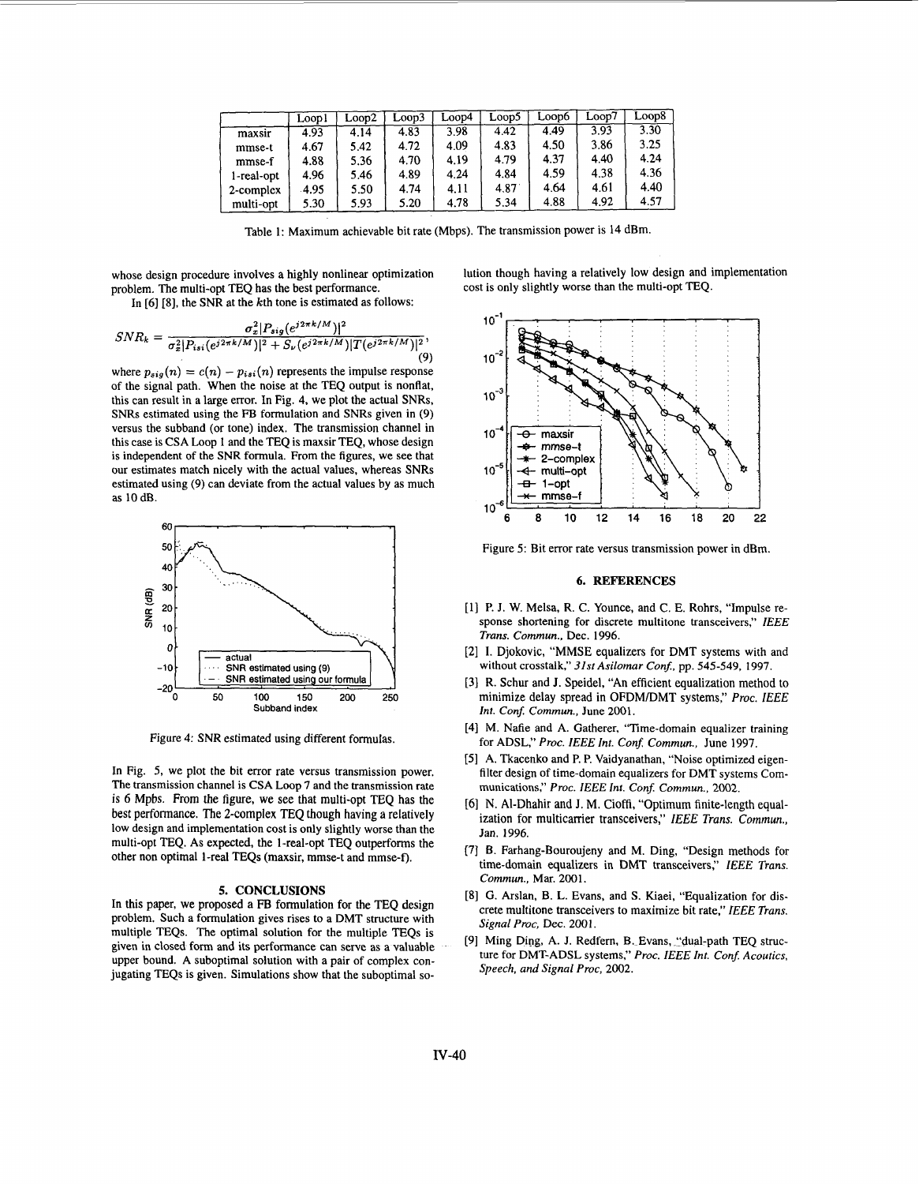| | Loop1 | Loop2 | Loop3 | Loop4 | Loop5 | Loop6 | Loop7 | Loop8 |
|---|---|---|---|---|---|---|---|---|
| maxsir | 4.93 | 4.14 | 4.83 | 3.98 | 4.42 | 4.49 | 3.93 | 3.30 |
| mmse-t | 4.67 | 5.42 | 4.72 | 4.09 | 4.83 | 4.50 | 3.86 | 3.25 |
| mmse-f | 4.88 | 5.36 | 4.70 | 4.19 | 4.79 | 4.37 | 4.40 | 4.24 |
| 1-real-opt | 4.96 | 5.46 | 4.89 | 4.24 | 4.84 | 4.59 | 4.38 | 4.36 |
| 2-complex | 4.95 | 5.50 | 4.74 | 4.11 | 4.87 | 4.64 | 4.61 | 4.40 |
| multi-opt | 5.30 | 5.93 | 5.20 | 4.78 | 5.34 | 4.88 | 4.92 | 4.57 |

Table 1: Maximum achievable bit rate (Mbps). The transmission power is 14 dBm.

whose design procedure involves a highly nonlinear optimization problem. The multi-opt TEQ has the best performance.

In [6] [8], the SNR at the $k$th tone is estimated as follows:

$$SNR_k = \frac{\sigma_x^2 |P_{sig}(e^{j2\pi k/M})|^2}{\sigma_x^2 |P_{isi}(e^{j2\pi k/M})|^2 + S_v(e^{j2\pi k/M})|T(e^{j2\pi k/M})|^2}, \tag{9}$$

where $p_{sig}(n) = c(n) - p_{isi}(n)$ represents the impulse response of the signal path. When the noise at the TEQ output is nonflat, this can result in a large error. In Fig. 4, we plot the actual SNRs, SNRs estimated using the FB formulation and SNRs given in (9) versus the subband (or tone) index. The transmission channel in this case is CSA Loop 1 and the TEQ is maxsir TEQ, whose design is independent of the SNR formula. From the figures, we see that our estimates match nicely with the actual values, whereas SNRs estimated using (9) can deviate from the actual values by as much as 10 dB.

SNR (dB)
Subband index
actual
SNR estimated using (9)
SNR estimated using our formula

Figure 4: SNR estimated using different formulas.

In Fig. 5, we plot the bit error rate versus transmission power. The transmission channel is CSA Loop 7 and the transmission rate is 6 Mpbs. From the figure, we see that multi-opt TEQ has the best performance. The 2-complex TEQ though having a relatively low design and implementation cost is only slightly worse than the multi-opt TEQ. As expected, the 1-real-opt TEQ outperforms the other non optimal 1-real TEQs (maxsir, mmse-t and mmse-f).

## 5. CONCLUSIONS

In this paper, we proposed a FB formulation for the TEQ design problem. Such a formulation gives rises to a DMT structure with multiple TEQs. The optimal solution for the multiple TEQs is given in closed form and its performance can serve as a valuable upper bound. A suboptimal solution with a pair of complex conjugating TEQs is given. Simulations show that the suboptimal solution though having a relatively low design and implementation cost is only slightly worse than the multi-opt TEQ.

maxsir
mmse-t
2-complex
multi-opt
1-opt
mmse-f

Figure 5: Bit error rate versus transmission power in dBm.

## 6. REFERENCES

[1] P. J. W. Melsa, R. C. Younce, and C. E. Rohrs, "Impulse response shortening for discrete multitone transceivers," *IEEE Trans. Commun.*, Dec. 1996.

[2] I. Djokovic, "MMSE equalizers for DMT systems with and without crosstalk," *31st Asilomar Conf.*, pp. 545-549, 1997.

[3] R. Schur and J. Speidel, "An efficient equalization method to minimize delay spread in OFDM/DMT systems," *Proc. IEEE Int. Conf. Commun.*, June 2001.

[4] M. Nafie and A. Gatherer, "Time-domain equalizer training for ADSL," *Proc. IEEE Int. Conf. Commun.*, June 1997.

[5] A. Tkacenko and P. P. Vaidyanathan, "Noise optimized eigenfilter design of time-domain equalizers for DMT systems Communications," *Proc. IEEE Int. Conf. Commun.*, 2002.

[6] N. Al-Dhahir and J. M. Cioffi, "Optimum finite-length equalization for multicarrier transceivers," *IEEE Trans. Commun.*, Jan. 1996.

[7] B. Farhang-Bouroujeny and M. Ding, "Design methods for time-domain equalizers in DMT transceivers," *IEEE Trans. Commun.*, Mar. 2001.

[8] G. Arslan, B. L. Evans, and S. Kiaei, "Equalization for discrete multitone transceivers to maximize bit rate," *IEEE Trans. Signal Proc*, Dec. 2001.

[9] Ming Ding, A. J. Redfern, B. Evans, "dual-path TEQ structure for DMT-ADSL systems," *Proc. IEEE Int. Conf. Acoutics, Speech, and Signal Proc*, 2002.